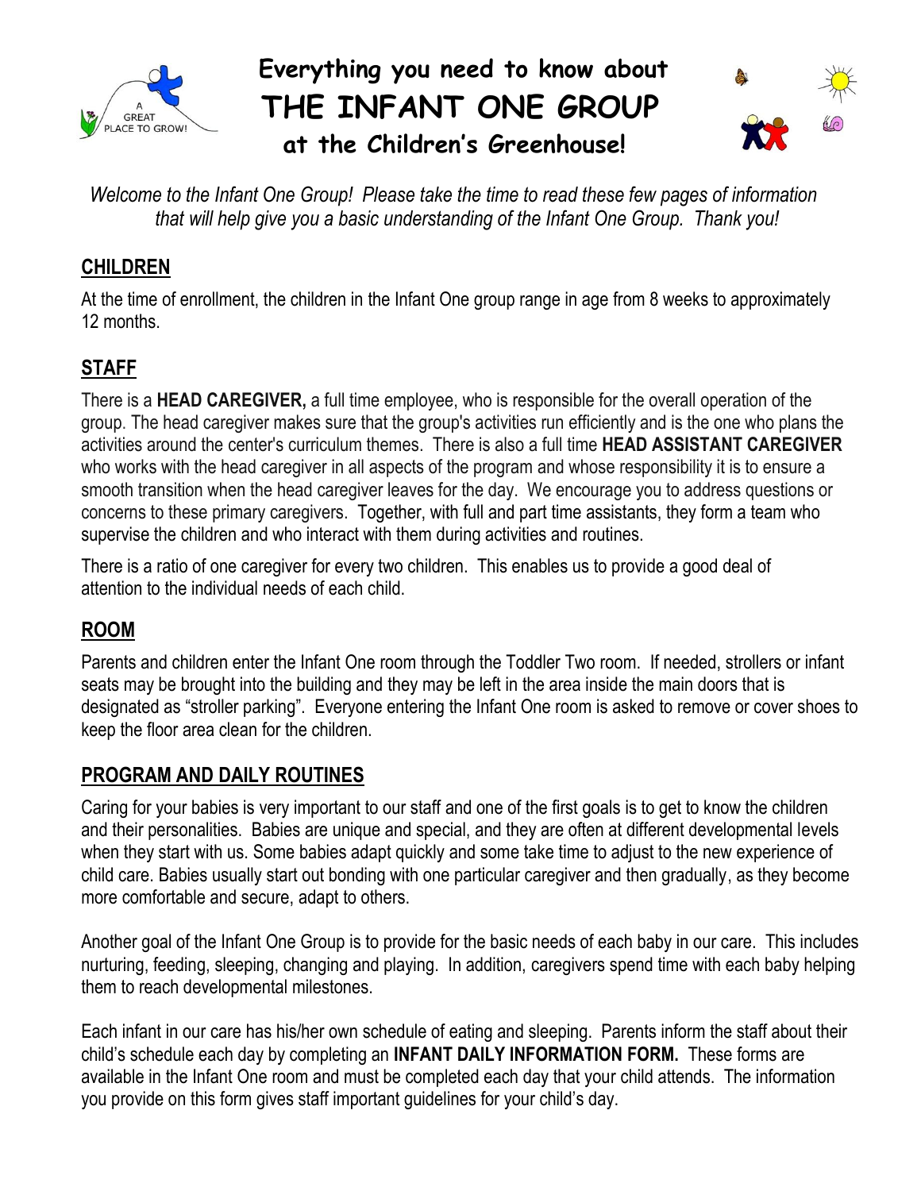# Everything you need to know about THE INFANT ONE GROUP at the Children's Greenhouse!

*Welcome to the Infant One Group! Please take the time to read these few pages of information that will help give you a basic understanding of the Infant One Group. Thank you!*

## CHILDREN

At the time of enrollment, the children in the Infant One group range in age from 8 weeks to approximately 12 months.

## STAFF

There is a **HEAD CAREGIVER,** a full time employee, who is responsible for the overall operation of the group. The head caregiver makes sure that the group's activities run efficiently and is the one who plans the activities around the center's curriculum themes. There is also a full time **HEAD ASSISTANT CAREGIVER** who works with the head caregiver in all aspects of the program and whose responsibility it is to ensure a smooth transition when the head caregiver leaves for the day. We encourage you to address questions or concerns to these primary caregivers. Together, with full and part time assistants, they form a team who supervise the children and who interact with them during activities and routines.

There is a ratio of one caregiver for every two children. This enables us to provide a good deal of attention to the individual needs of each child.

## ROOM

Parents and children enter the Infant One room through the Toddler Two room. If needed, strollers or infant seats may be brought into the building and they may be left in the area inside the main doors that is designated as "stroller parking". Everyone entering the Infant One room is asked to remove or cover shoes to keep the floor area clean for the children.

## PROGRAM AND DAILY ROUTINES

Caring for your babies is very important to our staff and one of the first goals is to get to know the children and their personalities. Babies are unique and special, and they are often at different developmental levels when they start with us. Some babies adapt quickly and some take time to adjust to the new experience of child care. Babies usually start out bonding with one particular caregiver and then gradually, as they become more comfortable and secure, adapt to others.

Another goal of the Infant One Group is to provide for the basic needs of each baby in our care. This includes nurturing, feeding, sleeping, changing and playing. In addition, caregivers spend time with each baby helping them to reach developmental milestones.

Each infant in our care has his/her own schedule of eating and sleeping. Parents inform the staff about their child's schedule each day by completing an **INFANT DAILY INFORMATION FORM.** These forms are available in the Infant One room and must be completed each day that your child attends. The information you provide on this form gives staff important guidelines for your child's day.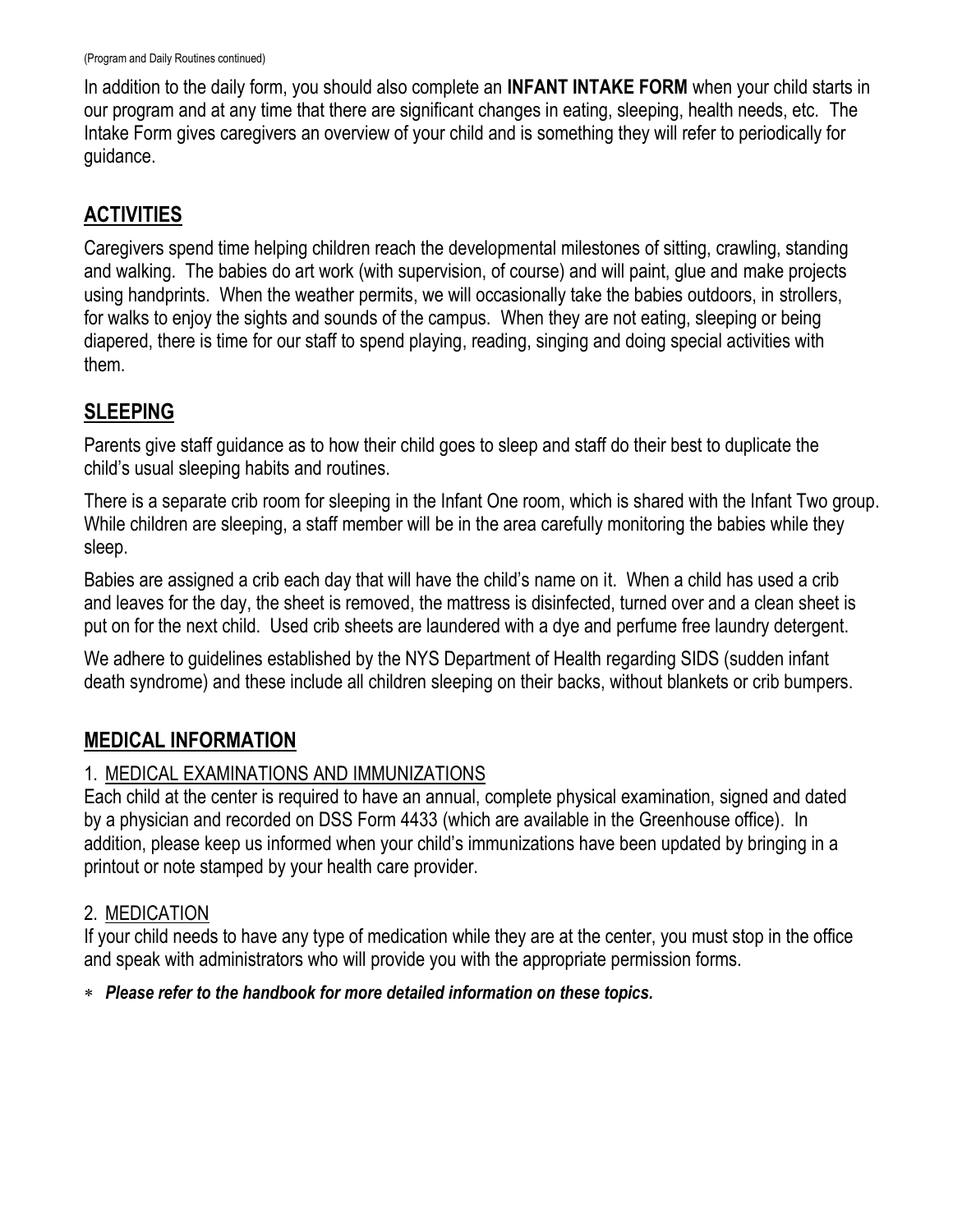(Program and Daily Routines continued)

In addition to the daily form, you should also complete an **INFANT INTAKE FORM** when your child starts in our program and at any time that there are significant changes in eating, sleeping, health needs, etc. The Intake Form gives caregivers an overview of your child and is something they will refer to periodically for guidance.

## ACTIVITIES

Caregivers spend time helping children reach the developmental milestones of sitting, crawling, standing and walking. The babies do art work (with supervision, of course) and will paint, glue and make projects using handprints. When the weather permits, we will occasionally take the babies outdoors, in strollers, for walks to enjoy the sights and sounds of the campus. When they are not eating, sleeping or being diapered, there is time for our staff to spend playing, reading, singing and doing special activities with them.

## SLEEPING

Parents give staff guidance as to how their child goes to sleep and staff do their best to duplicate the child's usual sleeping habits and routines.

There is a separate crib room for sleeping in the Infant One room, which is shared with the Infant Two group. While children are sleeping, a staff member will be in the area carefully monitoring the babies while they sleep.

Babies are assigned a crib each day that will have the child's name on it. When a child has used a crib and leaves for the day, the sheet is removed, the mattress is disinfected, turned over and a clean sheet is put on for the next child. Used crib sheets are laundered with a dye and perfume free laundry detergent.

We adhere to guidelines established by the NYS Department of Health regarding SIDS (sudden infant death syndrome) and these include all children sleeping on their backs, without blankets or crib bumpers.

## MEDICAL INFORMATION

1. MEDICAL EXAMINATIONS AND IMMUNIZATIONS

Each child at the center is required to have an annual, complete physical examination, signed and dated by a physician and recorded on DSS Form 4433 (which are available in the Greenhouse office). In addition, please keep us informed when your child's immunizations have been updated by bringing in a printout or note stamped by your health care provider.

2. MEDICATION

If your child needs to have any type of medication while they are at the center, you must stop in the office and speak with administrators who will provide you with the appropriate permission forms.

* ***Please refer to the handbook for more detailed information on these topics.***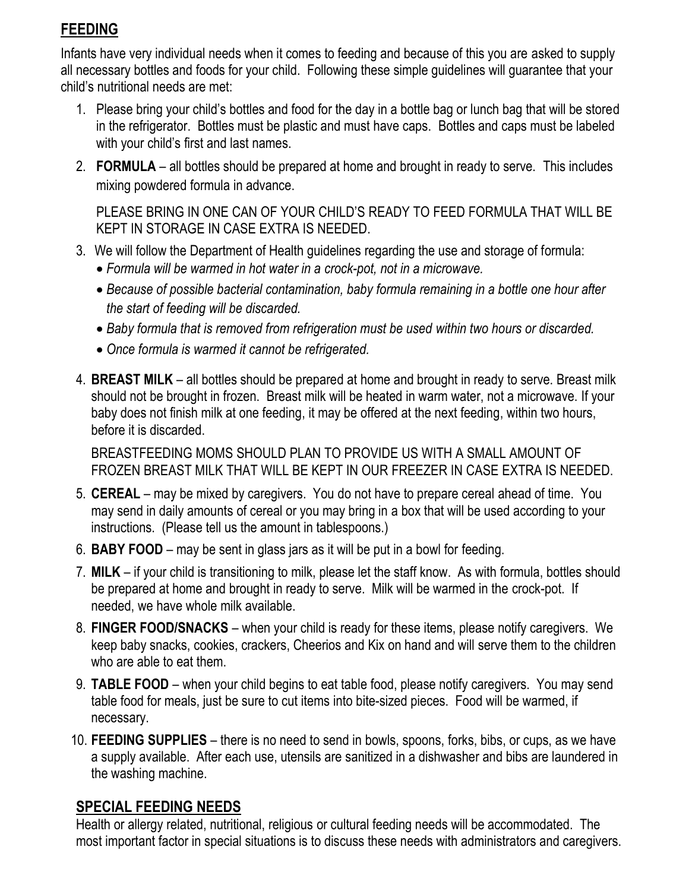## FEEDING

Infants have very individual needs when it comes to feeding and because of this you are asked to supply all necessary bottles and foods for your child. Following these simple guidelines will guarantee that your child's nutritional needs are met:

1. Please bring your child's bottles and food for the day in a bottle bag or lunch bag that will be stored in the refrigerator. Bottles must be plastic and must have caps. Bottles and caps must be labeled with your child's first and last names.
2. **FORMULA** – all bottles should be prepared at home and brought in ready to serve. This includes mixing powdered formula in advance.

   PLEASE BRING IN ONE CAN OF YOUR CHILD'S READY TO FEED FORMULA THAT WILL BE KEPT IN STORAGE IN CASE EXTRA IS NEEDED.
3. We will follow the Department of Health guidelines regarding the use and storage of formula:
   - *Formula will be warmed in hot water in a crock-pot, not in a microwave.*
   - *Because of possible bacterial contamination, baby formula remaining in a bottle one hour after the start of feeding will be discarded.*
   - *Baby formula that is removed from refrigeration must be used within two hours or discarded.*
   - *Once formula is warmed it cannot be refrigerated.*
4. **BREAST MILK** – all bottles should be prepared at home and brought in ready to serve. Breast milk should not be brought in frozen. Breast milk will be heated in warm water, not a microwave. If your baby does not finish milk at one feeding, it may be offered at the next feeding, within two hours, before it is discarded.

   BREASTFEEDING MOMS SHOULD PLAN TO PROVIDE US WITH A SMALL AMOUNT OF FROZEN BREAST MILK THAT WILL BE KEPT IN OUR FREEZER IN CASE EXTRA IS NEEDED.
5. **CEREAL** – may be mixed by caregivers. You do not have to prepare cereal ahead of time. You may send in daily amounts of cereal or you may bring in a box that will be used according to your instructions. (Please tell us the amount in tablespoons.)
6. **BABY FOOD** – may be sent in glass jars as it will be put in a bowl for feeding.
7. **MILK** – if your child is transitioning to milk, please let the staff know. As with formula, bottles should be prepared at home and brought in ready to serve. Milk will be warmed in the crock-pot. If needed, we have whole milk available.
8. **FINGER FOOD/SNACKS** – when your child is ready for these items, please notify caregivers. We keep baby snacks, cookies, crackers, Cheerios and Kix on hand and will serve them to the children who are able to eat them.
9. **TABLE FOOD** – when your child begins to eat table food, please notify caregivers. You may send table food for meals, just be sure to cut items into bite-sized pieces. Food will be warmed, if necessary.
10. **FEEDING SUPPLIES** – there is no need to send in bowls, spoons, forks, bibs, or cups, as we have a supply available. After each use, utensils are sanitized in a dishwasher and bibs are laundered in the washing machine.

## SPECIAL FEEDING NEEDS

Health or allergy related, nutritional, religious or cultural feeding needs will be accommodated. The most important factor in special situations is to discuss these needs with administrators and caregivers.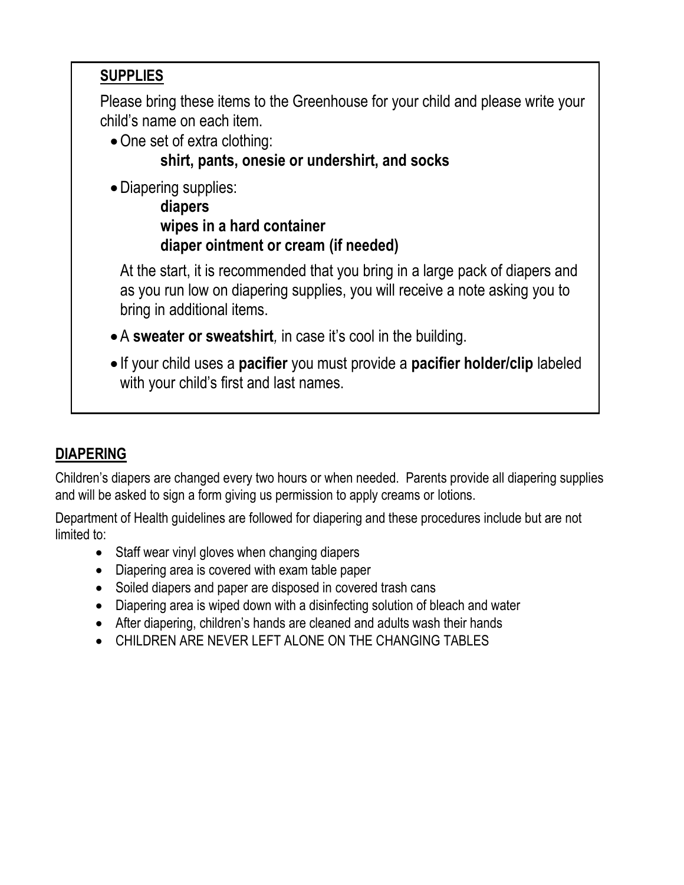## SUPPLIES

Please bring these items to the Greenhouse for your child and please write your child's name on each item.

- One set of extra clothing:
  **shirt, pants, onesie or undershirt, and socks**
- Diapering supplies:
  **diapers**
  **wipes in a hard container**
  **diaper ointment or cream (if needed)**

  At the start, it is recommended that you bring in a large pack of diapers and as you run low on diapering supplies, you will receive a note asking you to bring in additional items.
- A **sweater or sweatshirt***,* in case it's cool in the building.
- If your child uses a **pacifier** you must provide a **pacifier holder/clip** labeled with your child's first and last names.

## DIAPERING

Children's diapers are changed every two hours or when needed. Parents provide all diapering supplies and will be asked to sign a form giving us permission to apply creams or lotions.

Department of Health guidelines are followed for diapering and these procedures include but are not limited to:

- Staff wear vinyl gloves when changing diapers
- Diapering area is covered with exam table paper
- Soiled diapers and paper are disposed in covered trash cans
- Diapering area is wiped down with a disinfecting solution of bleach and water
- After diapering, children's hands are cleaned and adults wash their hands
- CHILDREN ARE NEVER LEFT ALONE ON THE CHANGING TABLES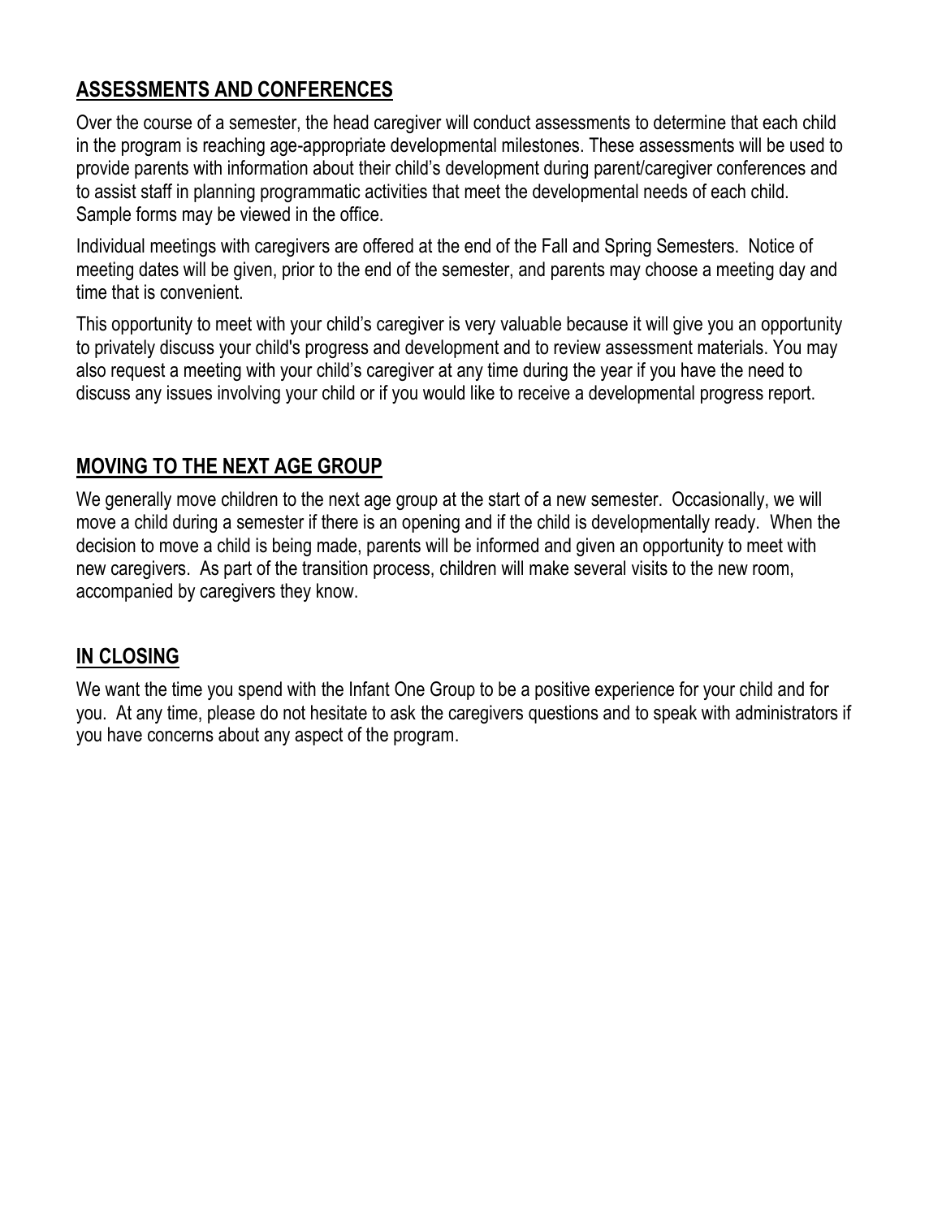## ASSESSMENTS AND CONFERENCES

Over the course of a semester, the head caregiver will conduct assessments to determine that each child in the program is reaching age-appropriate developmental milestones. These assessments will be used to provide parents with information about their child's development during parent/caregiver conferences and to assist staff in planning programmatic activities that meet the developmental needs of each child. Sample forms may be viewed in the office.

Individual meetings with caregivers are offered at the end of the Fall and Spring Semesters. Notice of meeting dates will be given, prior to the end of the semester, and parents may choose a meeting day and time that is convenient.

This opportunity to meet with your child's caregiver is very valuable because it will give you an opportunity to privately discuss your child's progress and development and to review assessment materials. You may also request a meeting with your child's caregiver at any time during the year if you have the need to discuss any issues involving your child or if you would like to receive a developmental progress report.

## MOVING TO THE NEXT AGE GROUP

We generally move children to the next age group at the start of a new semester. Occasionally, we will move a child during a semester if there is an opening and if the child is developmentally ready. When the decision to move a child is being made, parents will be informed and given an opportunity to meet with new caregivers. As part of the transition process, children will make several visits to the new room, accompanied by caregivers they know.

## IN CLOSING

We want the time you spend with the Infant One Group to be a positive experience for your child and for you. At any time, please do not hesitate to ask the caregivers questions and to speak with administrators if you have concerns about any aspect of the program.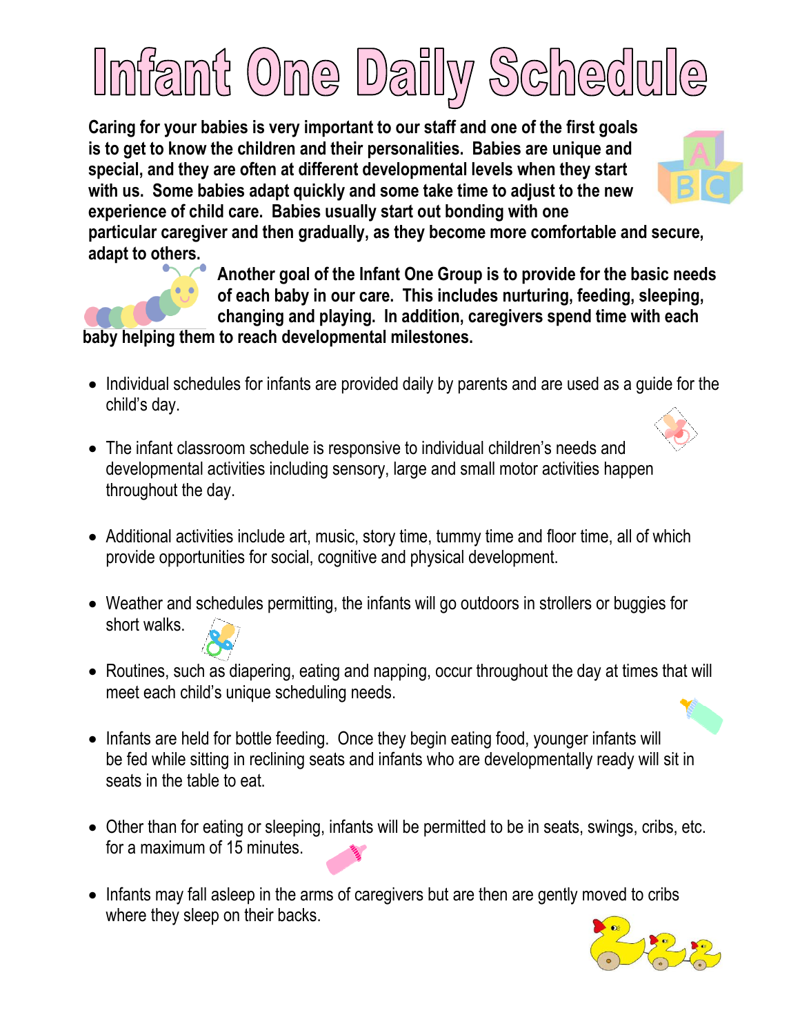# Infant One Daily Schedule

**Caring for your babies is very important to our staff and one of the first goals is to get to know the children and their personalities. Babies are unique and special, and they are often at different developmental levels when they start with us. Some babies adapt quickly and some take time to adjust to the new experience of child care. Babies usually start out bonding with one particular caregiver and then gradually, as they become more comfortable and secure, adapt to others.**

**Another goal of the Infant One Group is to provide for the basic needs of each baby in our care. This includes nurturing, feeding, sleeping, changing and playing. In addition, caregivers spend time with each baby helping them to reach developmental milestones.**

- Individual schedules for infants are provided daily by parents and are used as a guide for the child's day.
- The infant classroom schedule is responsive to individual children's needs and developmental activities including sensory, large and small motor activities happen throughout the day.
- Additional activities include art, music, story time, tummy time and floor time, all of which provide opportunities for social, cognitive and physical development.
- Weather and schedules permitting, the infants will go outdoors in strollers or buggies for short walks.
- Routines, such as diapering, eating and napping, occur throughout the day at times that will meet each child's unique scheduling needs.
- Infants are held for bottle feeding. Once they begin eating food, younger infants will be fed while sitting in reclining seats and infants who are developmentally ready will sit in seats in the table to eat.
- Other than for eating or sleeping, infants will be permitted to be in seats, swings, cribs, etc. for a maximum of 15 minutes.
- Infants may fall asleep in the arms of caregivers but are then are gently moved to cribs where they sleep on their backs.